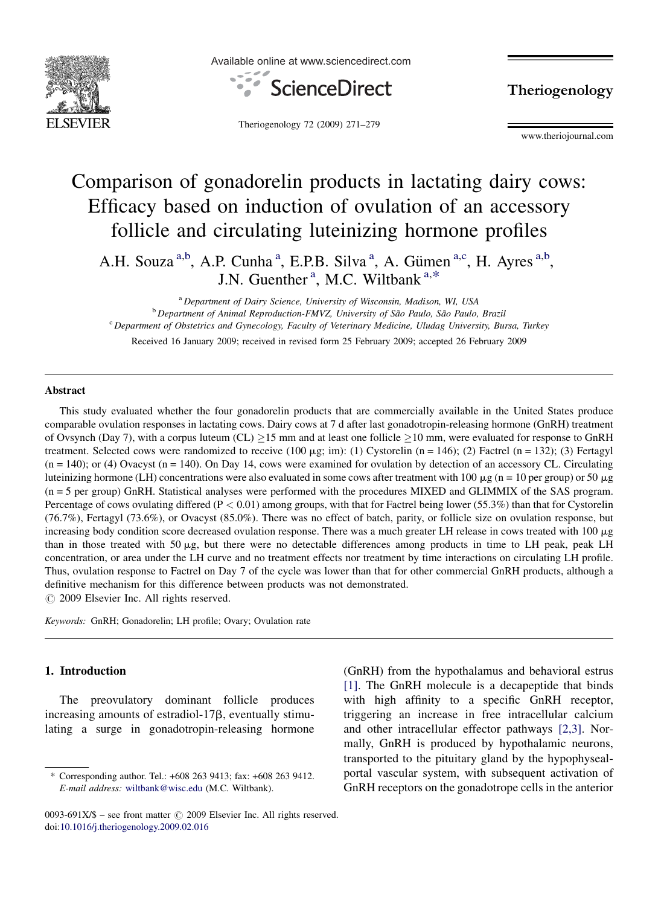# Comparison of gonadorelin products in lactating dairy cows: Efficacy based on induction of ovulation of an accessory follicle and circulating luteinizing hormone profiles

A.H. Souza [a,b], A.P. Cunha [a], E.P.B. Silva [a], A. Gümen [a,c], H. Ayres [a,b], J.N. Guenther [a], M.C. Wiltbank [a,*]

[a] Department of Dairy Science, University of Wisconsin, Madison, WI, USA

[b] Department of Animal Reproduction-FMVZ, University of São Paulo, São Paulo, Brazil

[c] Department of Obstetrics and Gynecology, Faculty of Veterinary Medicine, Uludag University, Bursa, Turkey

Received 16 January 2009; received in revised form 25 February 2009; accepted 26 February 2009

## Abstract

This study evaluated whether the four gonadorelin products that are commercially available in the United States produce comparable ovulation responses in lactating cows. Dairy cows at 7 d after last gonadotropin-releasing hormone (GnRH) treatment of Ovsynch (Day 7), with a corpus luteum (CL) $\geq$15 mm and at least one follicle $\geq$10 mm, were evaluated for response to GnRH treatment. Selected cows were randomized to receive (100 μg; im): (1) Cystorelin (n = 146); (2) Factrel (n = 132); (3) Fertagyl (n = 140); or (4) Ovacyst (n = 140). On Day 14, cows were examined for ovulation by detection of an accessory CL. Circulating luteinizing hormone (LH) concentrations were also evaluated in some cows after treatment with 100 μg (n = 10 per group) or 50 μg (n = 5 per group) GnRH. Statistical analyses were performed with the procedures MIXED and GLIMMIX of the SAS program. Percentage of cows ovulating differed ($P < 0.01$) among groups, with that for Factrel being lower (55.3%) than that for Cystorelin (76.7%), Fertagyl (73.6%), or Ovacyst (85.0%). There was no effect of batch, parity, or follicle size on ovulation response, but increasing body condition score decreased ovulation response. There was a much greater LH release in cows treated with 100 μg than in those treated with 50 μg, but there were no detectable differences among products in time to LH peak, peak LH concentration, or area under the LH curve and no treatment effects nor treatment by time interactions on circulating LH profile. Thus, ovulation response to Factrel on Day 7 of the cycle was lower than that for other commercial GnRH products, although a definitive mechanism for this difference between products was not demonstrated.

© 2009 Elsevier Inc. All rights reserved.

*Keywords:* GnRH; Gonadorelin; LH profile; Ovary; Ovulation rate

## 1. Introduction

The preovulatory dominant follicle produces increasing amounts of estradiol-17β, eventually stimulating a surge in gonadotropin-releasing hormone (GnRH) from the hypothalamus and behavioral estrus [1]. The GnRH molecule is a decapeptide that binds with high affinity to a specific GnRH receptor, triggering an increase in free intracellular calcium and other intracellular effector pathways [2,3]. Normally, GnRH is produced by hypothalamic neurons, transported to the pituitary gland by the hypophyseal-portal vascular system, with subsequent activation of GnRH receptors on the gonadotrope cells in the anterior

* Corresponding author. Tel.: +608 263 9413; fax: +608 263 9412. *E-mail address:* wiltbank@wisc.edu (M.C. Wiltbank).

0093-691X/$ – see front matter © 2009 Elsevier Inc. All rights reserved.
doi:10.1016/j.theriogenology.2009.02.016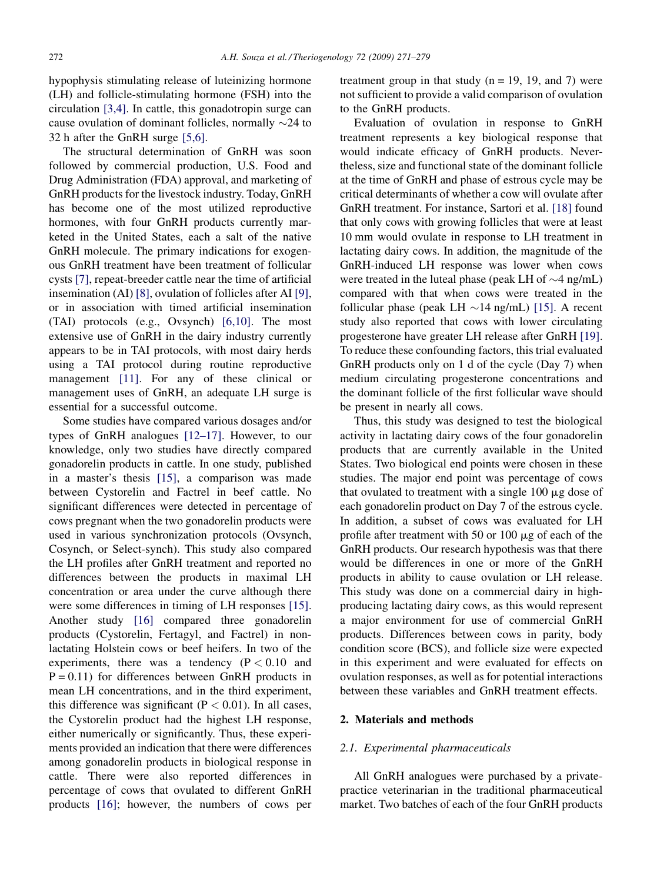hypophysis stimulating release of luteinizing hormone (LH) and follicle-stimulating hormone (FSH) into the circulation [3,4]. In cattle, this gonadotropin surge can cause ovulation of dominant follicles, normally ~24 to 32 h after the GnRH surge [5,6].

The structural determination of GnRH was soon followed by commercial production, U.S. Food and Drug Administration (FDA) approval, and marketing of GnRH products for the livestock industry. Today, GnRH has become one of the most utilized reproductive hormones, with four GnRH products currently marketed in the United States, each a salt of the native GnRH molecule. The primary indications for exogenous GnRH treatment have been treatment of follicular cysts [7], repeat-breeder cattle near the time of artificial insemination (AI) [8], ovulation of follicles after AI [9], or in association with timed artificial insemination (TAI) protocols (e.g., Ovsynch) [6,10]. The most extensive use of GnRH in the dairy industry currently appears to be in TAI protocols, with most dairy herds using a TAI protocol during routine reproductive management [11]. For any of these clinical or management uses of GnRH, an adequate LH surge is essential for a successful outcome.

Some studies have compared various dosages and/or types of GnRH analogues [12–17]. However, to our knowledge, only two studies have directly compared gonadorelin products in cattle. In one study, published in a master's thesis [15], a comparison was made between Cystorelin and Factrel in beef cattle. No significant differences were detected in percentage of cows pregnant when the two gonadorelin products were used in various synchronization protocols (Ovsynch, Cosynch, or Select-synch). This study also compared the LH profiles after GnRH treatment and reported no differences between the products in maximal LH concentration or area under the curve although there were some differences in timing of LH responses [15]. Another study [16] compared three gonadorelin products (Cystorelin, Fertagyl, and Factrel) in non-lactating Holstein cows or beef heifers. In two of the experiments, there was a tendency ($P < 0.10$ and $P = 0.11$) for differences between GnRH products in mean LH concentrations, and in the third experiment, this difference was significant ($P < 0.01$). In all cases, the Cystorelin product had the highest LH response, either numerically or significantly. Thus, these experiments provided an indication that there were differences among gonadorelin products in biological response in cattle. There were also reported differences in percentage of cows that ovulated to different GnRH products [16]; however, the numbers of cows per treatment group in that study (n = 19, 19, and 7) were not sufficient to provide a valid comparison of ovulation to the GnRH products.

Evaluation of ovulation in response to GnRH treatment represents a key biological response that would indicate efficacy of GnRH products. Nevertheless, size and functional state of the dominant follicle at the time of GnRH and phase of estrous cycle may be critical determinants of whether a cow will ovulate after GnRH treatment. For instance, Sartori et al. [18] found that only cows with growing follicles that were at least 10 mm would ovulate in response to LH treatment in lactating dairy cows. In addition, the magnitude of the GnRH-induced LH response was lower when cows were treated in the luteal phase (peak LH of ~4 ng/mL) compared with that when cows were treated in the follicular phase (peak LH ~14 ng/mL) [15]. A recent study also reported that cows with lower circulating progesterone have greater LH release after GnRH [19]. To reduce these confounding factors, this trial evaluated GnRH products only on 1 d of the cycle (Day 7) when medium circulating progesterone concentrations and the dominant follicle of the first follicular wave should be present in nearly all cows.

Thus, this study was designed to test the biological activity in lactating dairy cows of the four gonadorelin products that are currently available in the United States. Two biological end points were chosen in these studies. The major end point was percentage of cows that ovulated to treatment with a single 100 μg dose of each gonadorelin product on Day 7 of the estrous cycle. In addition, a subset of cows was evaluated for LH profile after treatment with 50 or 100 μg of each of the GnRH products. Our research hypothesis was that there would be differences in one or more of the GnRH products in ability to cause ovulation or LH release. This study was done on a commercial dairy in high-producing lactating dairy cows, as this would represent a major environment for use of commercial GnRH products. Differences between cows in parity, body condition score (BCS), and follicle size were expected in this experiment and were evaluated for effects on ovulation responses, as well as for potential interactions between these variables and GnRH treatment effects.

## 2. Materials and methods

### 2.1. Experimental pharmaceuticals

All GnRH analogues were purchased by a private-practice veterinarian in the traditional pharmaceutical market. Two batches of each of the four GnRH products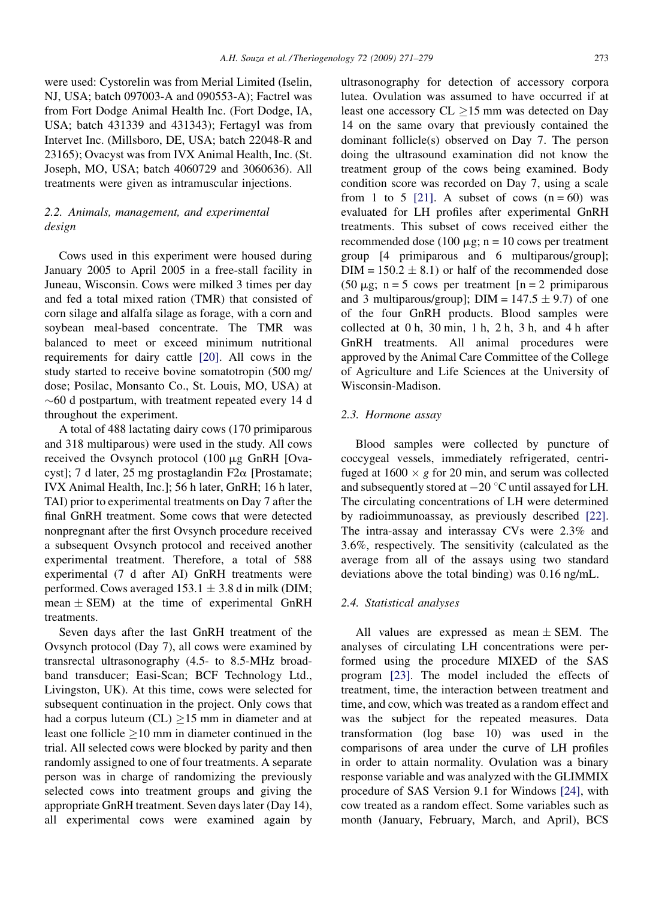were used: Cystorelin was from Merial Limited (Iselin, NJ, USA; batch 097003-A and 090553-A); Factrel was from Fort Dodge Animal Health Inc. (Fort Dodge, IA, USA; batch 431339 and 431343); Fertagyl was from Intervet Inc. (Millsboro, DE, USA; batch 22048-R and 23165); Ovacyst was from IVX Animal Health, Inc. (St. Joseph, MO, USA; batch 4060729 and 3060636). All treatments were given as intramuscular injections.

### 2.2. Animals, management, and experimental design

Cows used in this experiment were housed during January 2005 to April 2005 in a free-stall facility in Juneau, Wisconsin. Cows were milked 3 times per day and fed a total mixed ration (TMR) that consisted of corn silage and alfalfa silage as forage, with a corn and soybean meal-based concentrate. The TMR was balanced to meet or exceed minimum nutritional requirements for dairy cattle [20]. All cows in the study started to receive bovine somatotropin (500 mg/dose; Posilac, Monsanto Co., St. Louis, MO, USA) at ~60 d postpartum, with treatment repeated every 14 d throughout the experiment.

A total of 488 lactating dairy cows (170 primiparous and 318 multiparous) were used in the study. All cows received the Ovsynch protocol (100 μg GnRH [Ovacyst]; 7 d later, 25 mg prostaglandin F2α [Prostamate; IVX Animal Health, Inc.]; 56 h later, GnRH; 16 h later, TAI) prior to experimental treatments on Day 7 after the final GnRH treatment. Some cows that were detected nonpregnant after the first Ovsynch procedure received a subsequent Ovsynch protocol and received another experimental treatment. Therefore, a total of 588 experimental (7 d after AI) GnRH treatments were performed. Cows averaged 153.1 ± 3.8 d in milk (DIM; mean ± SEM) at the time of experimental GnRH treatments.

Seven days after the last GnRH treatment of the Ovsynch protocol (Day 7), all cows were examined by transrectal ultrasonography (4.5- to 8.5-MHz broadband transducer; Easi-Scan; BCF Technology Ltd., Livingston, UK). At this time, cows were selected for subsequent continuation in the project. Only cows that had a corpus luteum (CL) ≥15 mm in diameter and at least one follicle ≥10 mm in diameter continued in the trial. All selected cows were blocked by parity and then randomly assigned to one of four treatments. A separate person was in charge of randomizing the previously selected cows into treatment groups and giving the appropriate GnRH treatment. Seven days later (Day 14), all experimental cows were examined again by ultrasonography for detection of accessory corpora lutea. Ovulation was assumed to have occurred if at least one accessory CL ≥15 mm was detected on Day 14 on the same ovary that previously contained the dominant follicle(s) observed on Day 7. The person doing the ultrasound examination did not know the treatment group of the cows being examined. Body condition score was recorded on Day 7, using a scale from 1 to 5 [21]. A subset of cows (n = 60) was evaluated for LH profiles after experimental GnRH treatments. This subset of cows received either the recommended dose (100 μg; n = 10 cows per treatment group [4 primiparous and 6 multiparous/group]; DIM = 150.2 ± 8.1) or half of the recommended dose (50 μg; n = 5 cows per treatment [n = 2 primiparous and 3 multiparous/group]; DIM = 147.5 ± 9.7) of one of the four GnRH products. Blood samples were collected at 0 h, 30 min, 1 h, 2 h, 3 h, and 4 h after GnRH treatments. All animal procedures were approved by the Animal Care Committee of the College of Agriculture and Life Sciences at the University of Wisconsin-Madison.

### 2.3. Hormone assay

Blood samples were collected by puncture of coccygeal vessels, immediately refrigerated, centrifuged at 1600 × *g* for 20 min, and serum was collected and subsequently stored at −20 °C until assayed for LH. The circulating concentrations of LH were determined by radioimmunoassay, as previously described [22]. The intra-assay and interassay CVs were 2.3% and 3.6%, respectively. The sensitivity (calculated as the average from all of the assays using two standard deviations above the total binding) was 0.16 ng/mL.

### 2.4. Statistical analyses

All values are expressed as mean ± SEM. The analyses of circulating LH concentrations were performed using the procedure MIXED of the SAS program [23]. The model included the effects of treatment, time, the interaction between treatment and time, and cow, which was treated as a random effect and was the subject for the repeated measures. Data transformation (log base 10) was used in the comparisons of area under the curve of LH profiles in order to attain normality. Ovulation was a binary response variable and was analyzed with the GLIMMIX procedure of SAS Version 9.1 for Windows [24], with cow treated as a random effect. Some variables such as month (January, February, March, and April), BCS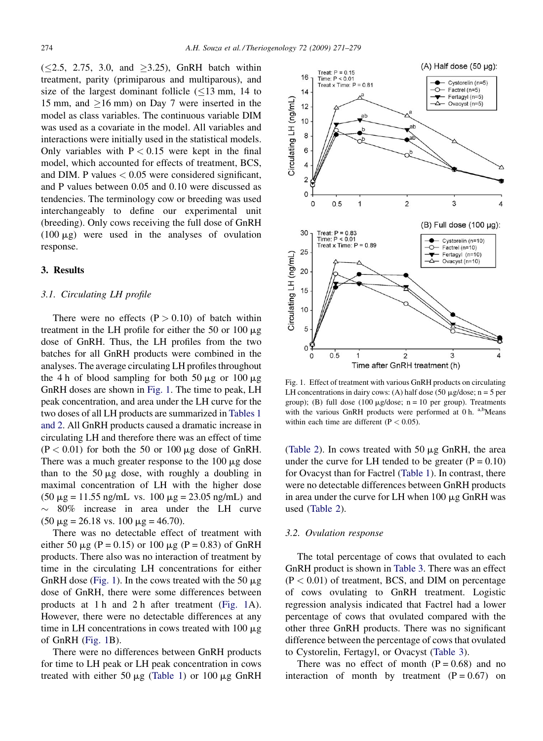(≤2.5, 2.75, 3.0, and ≥3.25), GnRH batch within treatment, parity (primiparous and multiparous), and size of the largest dominant follicle (≤13 mm, 14 to 15 mm, and ≥16 mm) on Day 7 were inserted in the model as class variables. The continuous variable DIM was used as a covariate in the model. All variables and interactions were initially used in the statistical models. Only variables with $P < 0.15$ were kept in the final model, which accounted for effects of treatment, BCS, and DIM. P values $< 0.05$ were considered significant, and P values between 0.05 and 0.10 were discussed as tendencies. The terminology cow or breeding was used interchangeably to define our experimental unit (breeding). Only cows receiving the full dose of GnRH (100 μg) were used in the analyses of ovulation response.

## 3. Results

### 3.1. Circulating LH profile

There were no effects ($P > 0.10$) of batch within treatment in the LH profile for either the 50 or 100 μg dose of GnRH. Thus, the LH profiles from the two batches for all GnRH products were combined in the analyses. The average circulating LH profiles throughout the 4 h of blood sampling for both 50 μg or 100 μg GnRH doses are shown in Fig. 1. The time to peak, LH peak concentration, and area under the LH curve for the two doses of all LH products are summarized in Tables 1 and 2. All GnRH products caused a dramatic increase in circulating LH and therefore there was an effect of time ($P < 0.01$) for both the 50 or 100 μg dose of GnRH. There was a much greater response to the 100 μg dose than to the 50 μg dose, with roughly a doubling in maximal concentration of LH with the higher dose (50 μg = 11.55 ng/mL vs. 100 μg = 23.05 ng/mL) and ~ 80% increase in area under the LH curve (50 μg = 26.18 vs. 100 μg = 46.70).

There was no detectable effect of treatment with either 50 μg ($P = 0.15$) or 100 μg ($P = 0.83$) of GnRH products. There also was no interaction of treatment by time in the circulating LH concentrations for either GnRH dose (Fig. 1). In the cows treated with the 50 μg dose of GnRH, there were some differences between products at 1 h and 2 h after treatment (Fig. 1A). However, there were no detectable differences at any time in LH concentrations in cows treated with 100 μg of GnRH (Fig. 1B).

There were no differences between GnRH products for time to LH peak or LH peak concentration in cows treated with either 50 μg (Table 1) or 100 μg GnRH (Table 2). In cows treated with 50 μg GnRH, the area under the curve for LH tended to be greater ($P = 0.10$) for Ovacyst than for Factrel (Table 1). In contrast, there were no detectable differences between GnRH products in area under the curve for LH when 100 μg GnRH was used (Table 2).

Fig. 1. Effect of treatment with various GnRH products on circulating LH concentrations in dairy cows: (A) half dose (50 μg/dose; n = 5 per group); (B) full dose (100 μg/dose; n = 10 per group). Treatments with the various GnRH products were performed at 0 h. [a,b]Means within each time are different ($P < 0.05$).

### 3.2. Ovulation response

The total percentage of cows that ovulated to each GnRH product is shown in Table 3. There was an effect ($P < 0.01$) of treatment, BCS, and DIM on percentage of cows ovulating to GnRH treatment. Logistic regression analysis indicated that Factrel had a lower percentage of cows that ovulated compared with the other three GnRH products. There was no significant difference between the percentage of cows that ovulated to Cystorelin, Fertagyl, or Ovacyst (Table 3).

There was no effect of month ($P = 0.68$) and no interaction of month by treatment ($P = 0.67$) on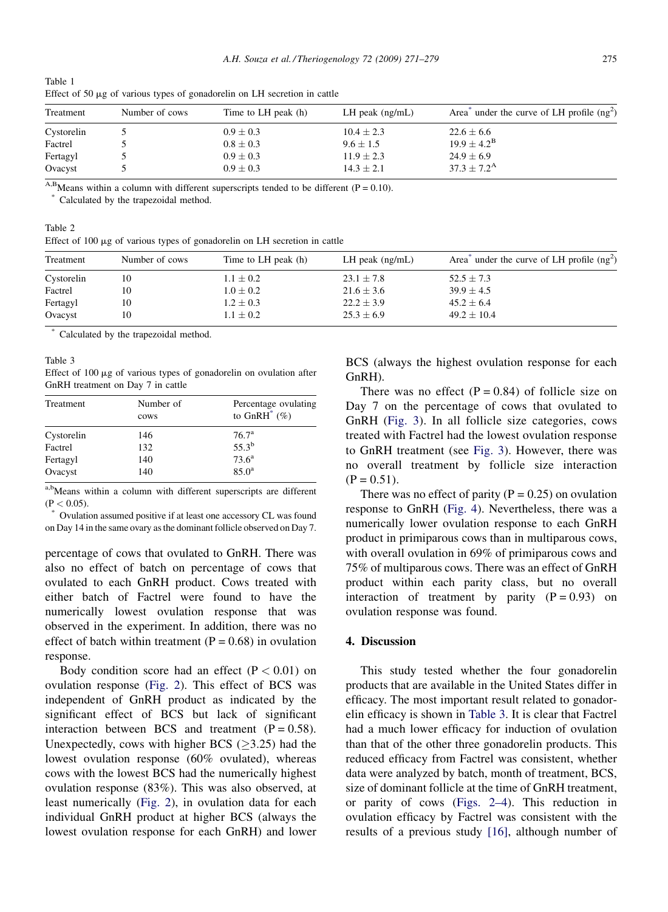Table 1
Effect of 50 μg of various types of gonadorelin on LH secretion in cattle

| Treatment | Number of cows | Time to LH peak (h) | LH peak (ng/mL) | Area* under the curve of LH profile ($ng^2$) |
|---|---|---|---|---|
| Cystorelin | 5 | $0.9 \pm 0.3$ | $10.4 \pm 2.3$ | $22.6 \pm 6.6$ |
| Factrel | 5 | $0.8 \pm 0.3$ | $9.6 \pm 1.5$ | $19.9 \pm 4.2^{B}$ |
| Fertagyl | 5 | $0.9 \pm 0.3$ | $11.9 \pm 2.3$ | $24.9 \pm 6.9$ |
| Ovacyst | 5 | $0.9 \pm 0.3$ | $14.3 \pm 2.1$ | $37.3 \pm 7.2^{A}$ |

[A,B]Means within a column with different superscripts tended to be different (P = 0.10).
* Calculated by the trapezoidal method.

Table 2
Effect of 100 μg of various types of gonadorelin on LH secretion in cattle

| Treatment | Number of cows | Time to LH peak (h) | LH peak (ng/mL) | Area* under the curve of LH profile ($ng^2$) |
|---|---|---|---|---|
| Cystorelin | 10 | $1.1 \pm 0.2$ | $23.1 \pm 7.8$ | $52.5 \pm 7.3$ |
| Factrel | 10 | $1.0 \pm 0.2$ | $21.6 \pm 3.6$ | $39.9 \pm 4.5$ |
| Fertagyl | 10 | $1.2 \pm 0.3$ | $22.2 \pm 3.9$ | $45.2 \pm 6.4$ |
| Ovacyst | 10 | $1.1 \pm 0.2$ | $25.3 \pm 6.9$ | $49.2 \pm 10.4$ |

* Calculated by the trapezoidal method.

Table 3
Effect of 100 μg of various types of gonadorelin on ovulation after GnRH treatment on Day 7 in cattle

| Treatment | Number of cows | Percentage ovulating to GnRH* (%) |
|---|---|---|
| Cystorelin | 146 | $76.7^{a}$ |
| Factrel | 132 | $55.3^{b}$ |
| Fertagyl | 140 | $73.6^{a}$ |
| Ovacyst | 140 | $85.0^{a}$ |

[a,b]Means within a column with different superscripts are different ($P < 0.05$).
* Ovulation assumed positive if at least one accessory CL was found on Day 14 in the same ovary as the dominant follicle observed on Day 7.

percentage of cows that ovulated to GnRH. There was also no effect of batch on percentage of cows that ovulated to each GnRH product. Cows treated with either batch of Factrel were found to have the numerically lowest ovulation response that was observed in the experiment. In addition, there was no effect of batch within treatment (P = 0.68) in ovulation response.

Body condition score had an effect ($P < 0.01$) on ovulation response (Fig. 2). This effect of BCS was independent of GnRH product as indicated by the significant effect of BCS but lack of significant interaction between BCS and treatment (P = 0.58). Unexpectedly, cows with higher BCS (≥3.25) had the lowest ovulation response (60% ovulated), whereas cows with the lowest BCS had the numerically highest ovulation response (83%). This was also observed, at least numerically (Fig. 2), in ovulation data for each individual GnRH product at higher BCS (always the lowest ovulation response for each GnRH) and lower BCS (always the highest ovulation response for each GnRH).

There was no effect (P = 0.84) of follicle size on Day 7 on the percentage of cows that ovulated to GnRH (Fig. 3). In all follicle size categories, cows treated with Factrel had the lowest ovulation response to GnRH treatment (see Fig. 3). However, there was no overall treatment by follicle size interaction (P = 0.51).

There was no effect of parity (P = 0.25) on ovulation response to GnRH (Fig. 4). Nevertheless, there was a numerically lower ovulation response to each GnRH product in primiparous cows than in multiparous cows, with overall ovulation in 69% of primiparous cows and 75% of multiparous cows. There was an effect of GnRH product within each parity class, but no overall interaction of treatment by parity (P = 0.93) on ovulation response was found.

## 4. Discussion

This study tested whether the four gonadorelin products that are available in the United States differ in efficacy. The most important result related to gonadorelin efficacy is shown in Table 3. It is clear that Factrel had a much lower efficacy for induction of ovulation than that of the other three gonadorelin products. This reduced efficacy from Factrel was consistent, whether data were analyzed by batch, month of treatment, BCS, size of dominant follicle at the time of GnRH treatment, or parity of cows (Figs. 2–4). This reduction in ovulation efficacy by Factrel was consistent with the results of a previous study [16], although number of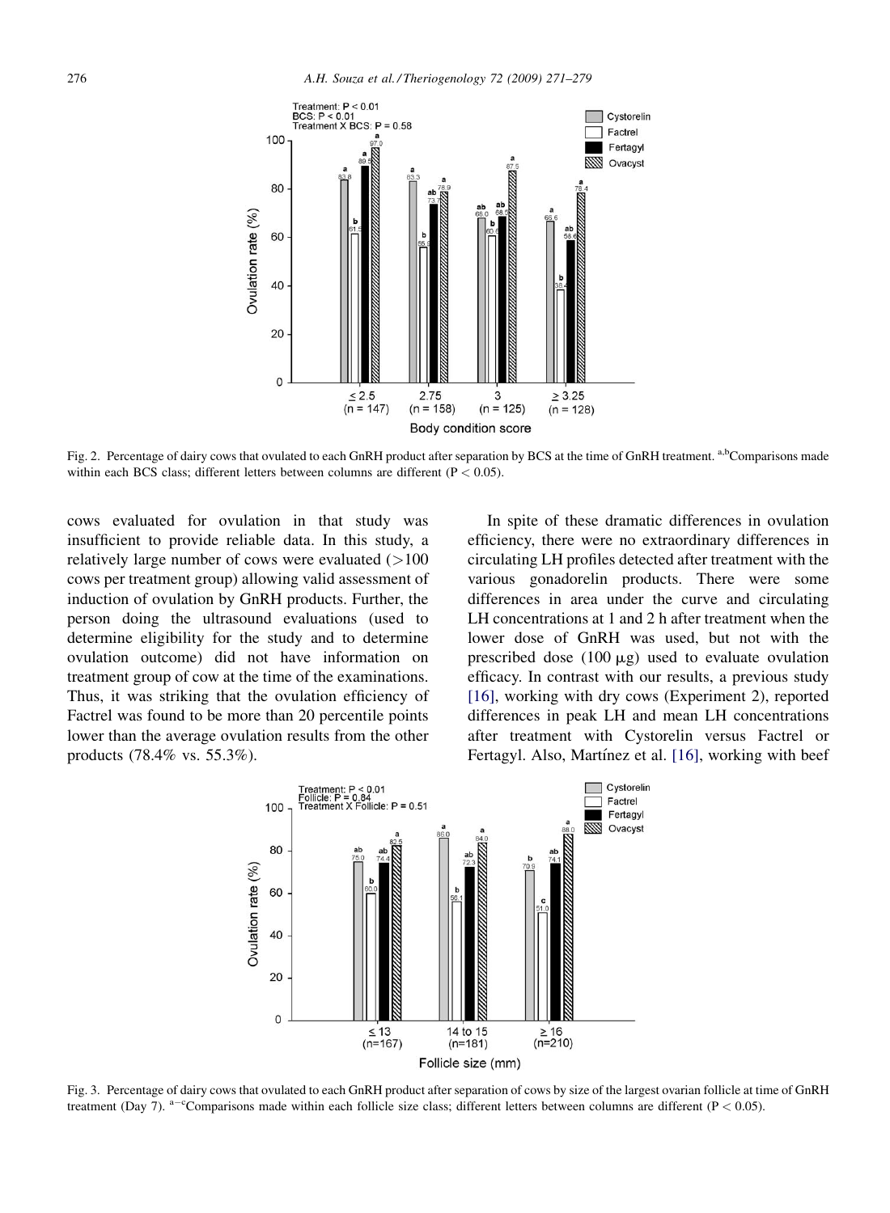Fig. 2. Percentage of dairy cows that ovulated to each GnRH product after separation by BCS at the time of GnRH treatment. [a,b]Comparisons made within each BCS class; different letters between columns are different (P < 0.05).

cows evaluated for ovulation in that study was insufficient to provide reliable data. In this study, a relatively large number of cows were evaluated (>100 cows per treatment group) allowing valid assessment of induction of ovulation by GnRH products. Further, the person doing the ultrasound evaluations (used to determine eligibility for the study and to determine ovulation outcome) did not have information on treatment group of cow at the time of the examinations. Thus, it was striking that the ovulation efficiency of Factrel was found to be more than 20 percentile points lower than the average ovulation results from the other products (78.4% vs. 55.3%).

In spite of these dramatic differences in ovulation efficiency, there were no extraordinary differences in circulating LH profiles detected after treatment with the various gonadorelin products. There were some differences in area under the curve and circulating LH concentrations at 1 and 2 h after treatment when the lower dose of GnRH was used, but not with the prescribed dose (100 μg) used to evaluate ovulation efficacy. In contrast with our results, a previous study [16], working with dry cows (Experiment 2), reported differences in peak LH and mean LH concentrations after treatment with Cystorelin versus Factrel or Fertagyl. Also, Martínez et al. [16], working with beef

Fig. 3. Percentage of dairy cows that ovulated to each GnRH product after separation of cows by size of the largest ovarian follicle at time of GnRH treatment (Day 7). [a–c]Comparisons made within each follicle size class; different letters between columns are different (P < 0.05).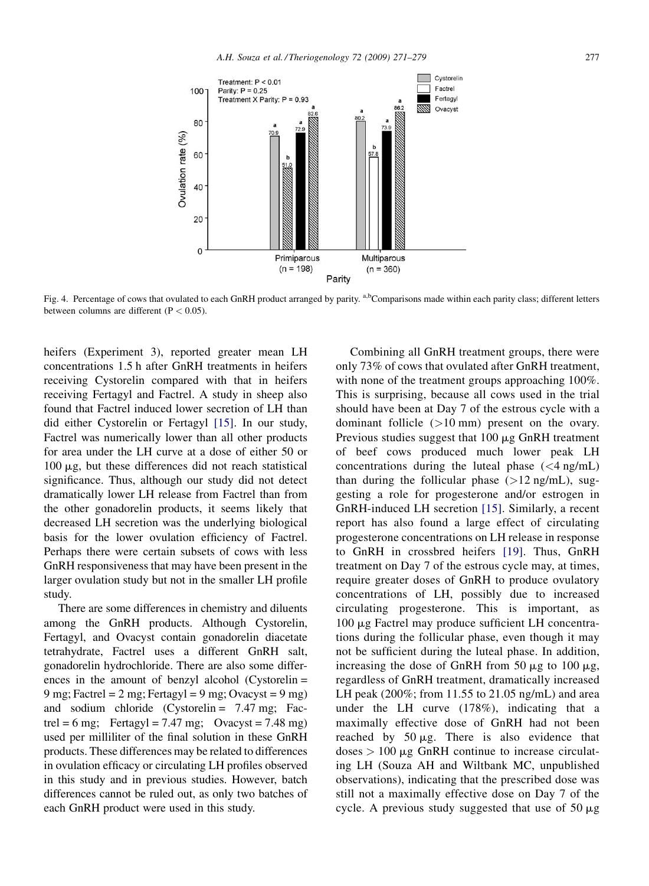Fig. 4. Percentage of cows that ovulated to each GnRH product arranged by parity. [a,b]Comparisons made within each parity class; different letters between columns are different ($P < 0.05$).

heifers (Experiment 3), reported greater mean LH concentrations 1.5 h after GnRH treatments in heifers receiving Cystorelin compared with that in heifers receiving Fertagyl and Factrel. A study in sheep also found that Factrel induced lower secretion of LH than did either Cystorelin or Fertagyl [15]. In our study, Factrel was numerically lower than all other products for area under the LH curve at a dose of either 50 or 100 μg, but these differences did not reach statistical significance. Thus, although our study did not detect dramatically lower LH release from Factrel than from the other gonadorelin products, it seems likely that decreased LH secretion was the underlying biological basis for the lower ovulation efficiency of Factrel. Perhaps there were certain subsets of cows with less GnRH responsiveness that may have been present in the larger ovulation study but not in the smaller LH profile study.

There are some differences in chemistry and diluents among the GnRH products. Although Cystorelin, Fertagyl, and Ovacyst contain gonadorelin diacetate tetrahydrate, Factrel uses a different GnRH salt, gonadorelin hydrochloride. There are also some differences in the amount of benzyl alcohol (Cystorelin = 9 mg; Factrel = 2 mg; Fertagyl = 9 mg; Ovacyst = 9 mg) and sodium chloride (Cystorelin = 7.47 mg; Factrel = 6 mg; Fertagyl = 7.47 mg; Ovacyst = 7.48 mg) used per milliliter of the final solution in these GnRH products. These differences may be related to differences in ovulation efficacy or circulating LH profiles observed in this study and in previous studies. However, batch differences cannot be ruled out, as only two batches of each GnRH product were used in this study.

Combining all GnRH treatment groups, there were only 73% of cows that ovulated after GnRH treatment, with none of the treatment groups approaching 100%. This is surprising, because all cows used in the trial should have been at Day 7 of the estrous cycle with a dominant follicle (>10 mm) present on the ovary. Previous studies suggest that 100 μg GnRH treatment of beef cows produced much lower peak LH concentrations during the luteal phase (<4 ng/mL) than during the follicular phase (>12 ng/mL), suggesting a role for progesterone and/or estrogen in GnRH-induced LH secretion [15]. Similarly, a recent report has also found a large effect of circulating progesterone concentrations on LH release in response to GnRH in crossbred heifers [19]. Thus, GnRH treatment on Day 7 of the estrous cycle may, at times, require greater doses of GnRH to produce ovulatory concentrations of LH, possibly due to increased circulating progesterone. This is important, as 100 μg Factrel may produce sufficient LH concentrations during the follicular phase, even though it may not be sufficient during the luteal phase. In addition, increasing the dose of GnRH from 50 μg to 100 μg, regardless of GnRH treatment, dramatically increased LH peak (200%; from 11.55 to 21.05 ng/mL) and area under the LH curve (178%), indicating that a maximally effective dose of GnRH had not been reached by 50 μg. There is also evidence that doses > 100 μg GnRH continue to increase circulating LH (Souza AH and Wiltbank MC, unpublished observations), indicating that the prescribed dose was still not a maximally effective dose on Day 7 of the cycle. A previous study suggested that use of 50 μg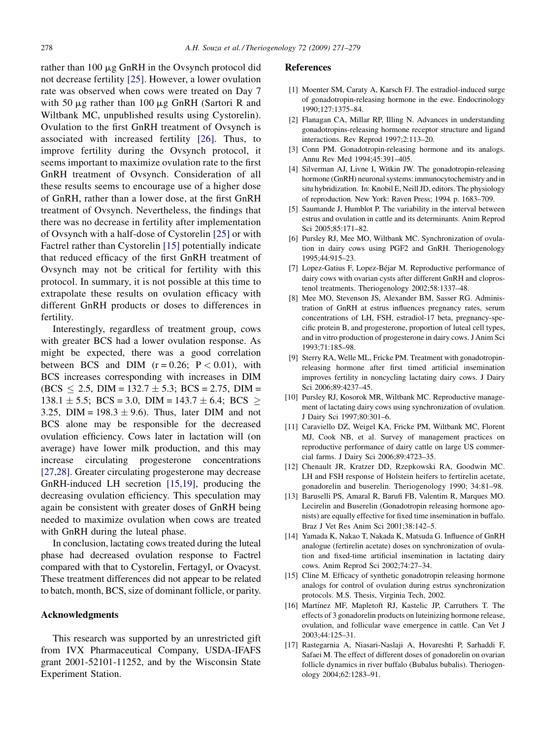rather than 100 μg GnRH in the Ovsynch protocol did not decrease fertility [25]. However, a lower ovulation rate was observed when cows were treated on Day 7 with 50 μg rather than 100 μg GnRH (Sartori R and Wiltbank MC, unpublished results using Cystorelin). Ovulation to the first GnRH treatment of Ovsynch is associated with increased fertility [26]. Thus, to improve fertility during the Ovsynch protocol, it seems important to maximize ovulation rate to the first GnRH treatment of Ovsynch. Consideration of all these results seems to encourage use of a higher dose of GnRH, rather than a lower dose, at the first GnRH treatment of Ovsynch. Nevertheless, the findings that there was no decrease in fertility after implementation of Ovsynch with a half-dose of Cystorelin [25] or with Factrel rather than Cystorelin [15] potentially indicate that reduced efficacy of the first GnRH treatment of Ovsynch may not be critical for fertility with this protocol. In summary, it is not possible at this time to extrapolate these results on ovulation efficacy with different GnRH products or doses to differences in fertility.

Interestingly, regardless of treatment group, cows with greater BCS had a lower ovulation response. As might be expected, there was a good correlation between BCS and DIM ($r = 0.26$; $P < 0.01$), with BCS increases corresponding with increases in DIM (BCS $\leq$ 2.5, DIM = 132.7 $\pm$ 5.3; BCS = 2.75, DIM = 138.1 $\pm$ 5.5; BCS = 3.0, DIM = 143.7 $\pm$ 6.4; BCS $\geq$ 3.25, DIM = 198.3 $\pm$ 9.6). Thus, later DIM and not BCS alone may be responsible for the decreased ovulation efficiency. Cows later in lactation will (on average) have lower milk production, and this may increase circulating progesterone concentrations [27,28]. Greater circulating progesterone may decrease GnRH-induced LH secretion [15,19], producing the decreasing ovulation efficiency. This speculation may again be consistent with greater doses of GnRH being needed to maximize ovulation when cows are treated with GnRH during the luteal phase.

In conclusion, lactating cows treated during the luteal phase had decreased ovulation response to Factrel compared with that to Cystorelin, Fertagyl, or Ovacyst. These treatment differences did not appear to be related to batch, month, BCS, size of dominant follicle, or parity.

## Acknowledgments

This research was supported by an unrestricted gift from IVX Pharmaceutical Company, USDA-IFAFS grant 2001-52101-11252, and by the Wisconsin State Experiment Station.

## References

[1] Moenter SM, Caraty A, Karsch FJ. The estradiol-induced surge of gonadotropin-releasing hormone in the ewe. Endocrinology 1990;127:1375–84.

[2] Flanagan CA, Millar RP, Illing N. Advances in understanding gonadotropins-releasing hormone receptor structure and ligand interactions. Rev Reprod 1997;2:113–20.

[3] Conn PM. Gonadotropin-releasing hormone and its analogs. Annu Rev Med 1994;45:391–405.

[4] Silverman AJ, Livne I, Witkin JW. The gonadotropin-releasing hormone (GnRH) neuronal systems: immunocytochemistry and in situ hybridization. In: Knobil E, Neill JD, editors. The physiology of reproduction. New York: Raven Press; 1994. p. 1683–709.

[5] Saumande J, Humblot P. The variability in the interval between estrus and ovulation in cattle and its determinants. Anim Reprod Sci 2005;85:171–82.

[6] Pursley RJ, Mee MO, Wiltbank MC. Synchronization of ovulation in dairy cows using PGF2 and GnRH. Theriogenology 1995;44:915–23.

[7] Lopez-Gatius F, Lopez-Béjar M. Reproductive performance of dairy cows with ovarian cysts after different GnRH and cloprostenol treatments. Theriogenology 2002;58:1337–48.

[8] Mee MO, Stevenson JS, Alexander BM, Sasser RG. Administration of GnRH at estrus influences pregnancy rates, serum concentrations of LH, FSH, estradiol-17 beta, pregnancy-specific protein B, and progesterone, proportion of luteal cell types, and in vitro production of progesterone in dairy cows. J Anim Sci 1993;71:185–98.

[9] Sterry RA, Welle ML, Fricke PM. Treatment with gonadotropin-releasing hormone after first timed artificial insemination improves fertility in noncycling lactating dairy cows. J Dairy Sci 2006;89:4237–45.

[10] Pursley RJ, Kosorok MR, Wiltbank MC. Reproductive management of lactating dairy cows using synchronization of ovulation. J Dairy Sci 1997;80:301–6.

[11] Caraviello DZ, Weigel KA, Fricke PM, Wiltbank MC, Florent MJ, Cook NB, et al. Survey of management practices on reproductive performance of dairy cattle on large US commercial farms. J Dairy Sci 2006;89:4723–35.

[12] Chenault JR, Kratzer DD, Rzepkowski RA, Goodwin MC. LH and FSH response of Holstein heifers to fertirelin acetate, gonadorelin and buserelin. Theriogenology 1990; 34:81–98.

[13] Baruselli PS, Amaral R, Barufi FB, Valentim R, Marques MO. Lecirelin and Buserelin (Gonadotropin releasing hormone agonists) are equally effective for fixed time insemination in buffalo. Braz J Vet Res Anim Sci 2001;38:142–5.

[14] Yamada K, Nakao T, Nakada K, Matsuda G. Influence of GnRH analogue (fertirelin acetate) doses on synchronization of ovulation and fixed-time artificial insemination in lactating dairy cows. Anim Reprod Sci 2002;74:27–34.

[15] Cline M. Efficacy of synthetic gonadotropin releasing hormone analogs for control of ovulation during estrus synchronization protocols. M.S. Thesis, Virginia Tech, 2002.

[16] Martínez MF, Mapletoft RJ, Kastelic JP, Carruthers T. The effects of 3 gonadorelin products on luteinizing hormone release, ovulation, and follicular wave emergence in cattle. Can Vet J 2003;44:125–31.

[17] Rastegarnia A, Niasari-Naslaji A, Hovareshti P, Sarhaddi F, Safaei M. The effect of different doses of gonadorelin on ovarian follicle dynamics in river buffalo (Bubalus bubalis). Theriogenology 2004;62:1283–91.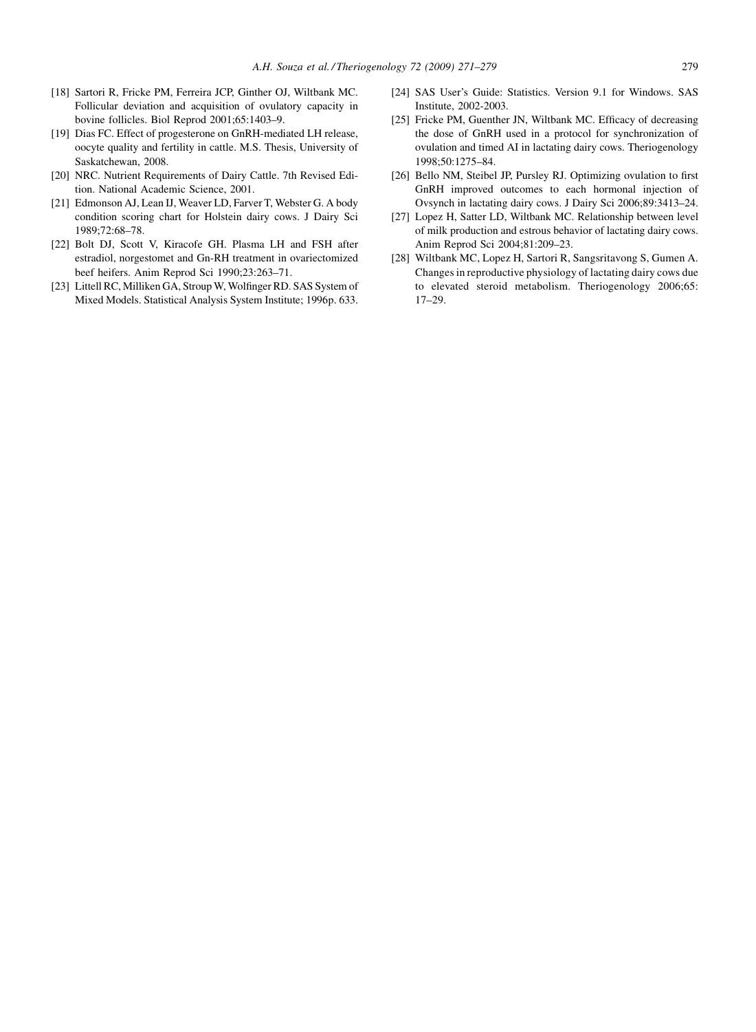[18] Sartori R, Fricke PM, Ferreira JCP, Ginther OJ, Wiltbank MC. Follicular deviation and acquisition of ovulatory capacity in bovine follicles. Biol Reprod 2001;65:1403–9.

[19] Dias FC. Effect of progesterone on GnRH-mediated LH release, oocyte quality and fertility in cattle. M.S. Thesis, University of Saskatchewan, 2008.

[20] NRC. Nutrient Requirements of Dairy Cattle. 7th Revised Edition. National Academic Science, 2001.

[21] Edmonson AJ, Lean IJ, Weaver LD, Farver T, Webster G. A body condition scoring chart for Holstein dairy cows. J Dairy Sci 1989;72:68–78.

[22] Bolt DJ, Scott V, Kiracofe GH. Plasma LH and FSH after estradiol, norgestomet and Gn-RH treatment in ovariectomized beef heifers. Anim Reprod Sci 1990;23:263–71.

[23] Littell RC, Milliken GA, Stroup W, Wolfinger RD. SAS System of Mixed Models. Statistical Analysis System Institute; 1996p. 633.

[24] SAS User's Guide: Statistics. Version 9.1 for Windows. SAS Institute, 2002-2003.

[25] Fricke PM, Guenther JN, Wiltbank MC. Efficacy of decreasing the dose of GnRH used in a protocol for synchronization of ovulation and timed AI in lactating dairy cows. Theriogenology 1998;50:1275–84.

[26] Bello NM, Steibel JP, Pursley RJ. Optimizing ovulation to first GnRH improved outcomes to each hormonal injection of Ovsynch in lactating dairy cows. J Dairy Sci 2006;89:3413–24.

[27] Lopez H, Satter LD, Wiltbank MC. Relationship between level of milk production and estrous behavior of lactating dairy cows. Anim Reprod Sci 2004;81:209–23.

[28] Wiltbank MC, Lopez H, Sartori R, Sangsritavong S, Gumen A. Changes in reproductive physiology of lactating dairy cows due to elevated steroid metabolism. Theriogenology 2006;65: 17–29.